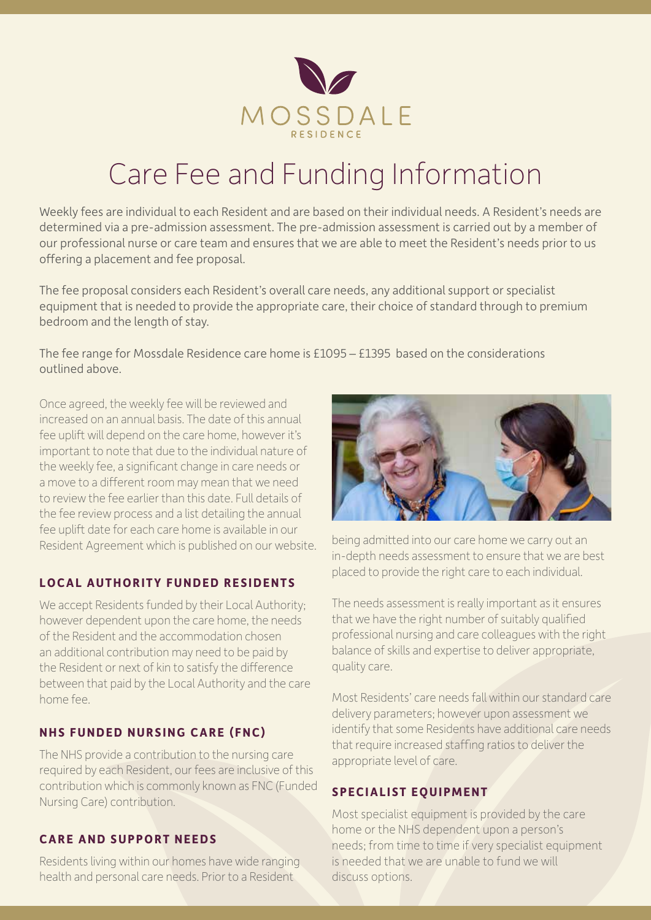MOSSDALE
RESIDENCE

# Care Fee and Funding Information

Weekly fees are individual to each Resident and are based on their individual needs. A Resident's needs are determined via a pre-admission assessment. The pre-admission assessment is carried out by a member of our professional nurse or care team and ensures that we are able to meet the Resident's needs prior to us offering a placement and fee proposal.

The fee proposal considers each Resident's overall care needs, any additional support or specialist equipment that is needed to provide the appropriate care, their choice of standard through to premium bedroom and the length of stay.

The fee range for Mossdale Residence care home is £1095 – £1395 based on the considerations outlined above.

Once agreed, the weekly fee will be reviewed and increased on an annual basis. The date of this annual fee uplift will depend on the care home, however it's important to note that due to the individual nature of the weekly fee, a significant change in care needs or a move to a different room may mean that we need to review the fee earlier than this date. Full details of the fee review process and a list detailing the annual fee uplift date for each care home is available in our Resident Agreement which is published on our website.

## LOCAL AUTHORITY FUNDED RESIDENTS

We accept Residents funded by their Local Authority; however dependent upon the care home, the needs of the Resident and the accommodation chosen an additional contribution may need to be paid by the Resident or next of kin to satisfy the difference between that paid by the Local Authority and the care home fee.

## NHS FUNDED NURSING CARE (FNC)

The NHS provide a contribution to the nursing care required by each Resident, our fees are inclusive of this contribution which is commonly known as FNC (Funded Nursing Care) contribution.

## CARE AND SUPPORT NEEDS

Residents living within our homes have wide ranging health and personal care needs. Prior to a Resident being admitted into our care home we carry out an in-depth needs assessment to ensure that we are best placed to provide the right care to each individual.

The needs assessment is really important as it ensures that we have the right number of suitably qualified professional nursing and care colleagues with the right balance of skills and expertise to deliver appropriate, quality care.

Most Residents' care needs fall within our standard care delivery parameters; however upon assessment we identify that some Residents have additional care needs that require increased staffing ratios to deliver the appropriate level of care.

## SPECIALIST EQUIPMENT

Most specialist equipment is provided by the care home or the NHS dependent upon a person's needs; from time to time if very specialist equipment is needed that we are unable to fund we will discuss options.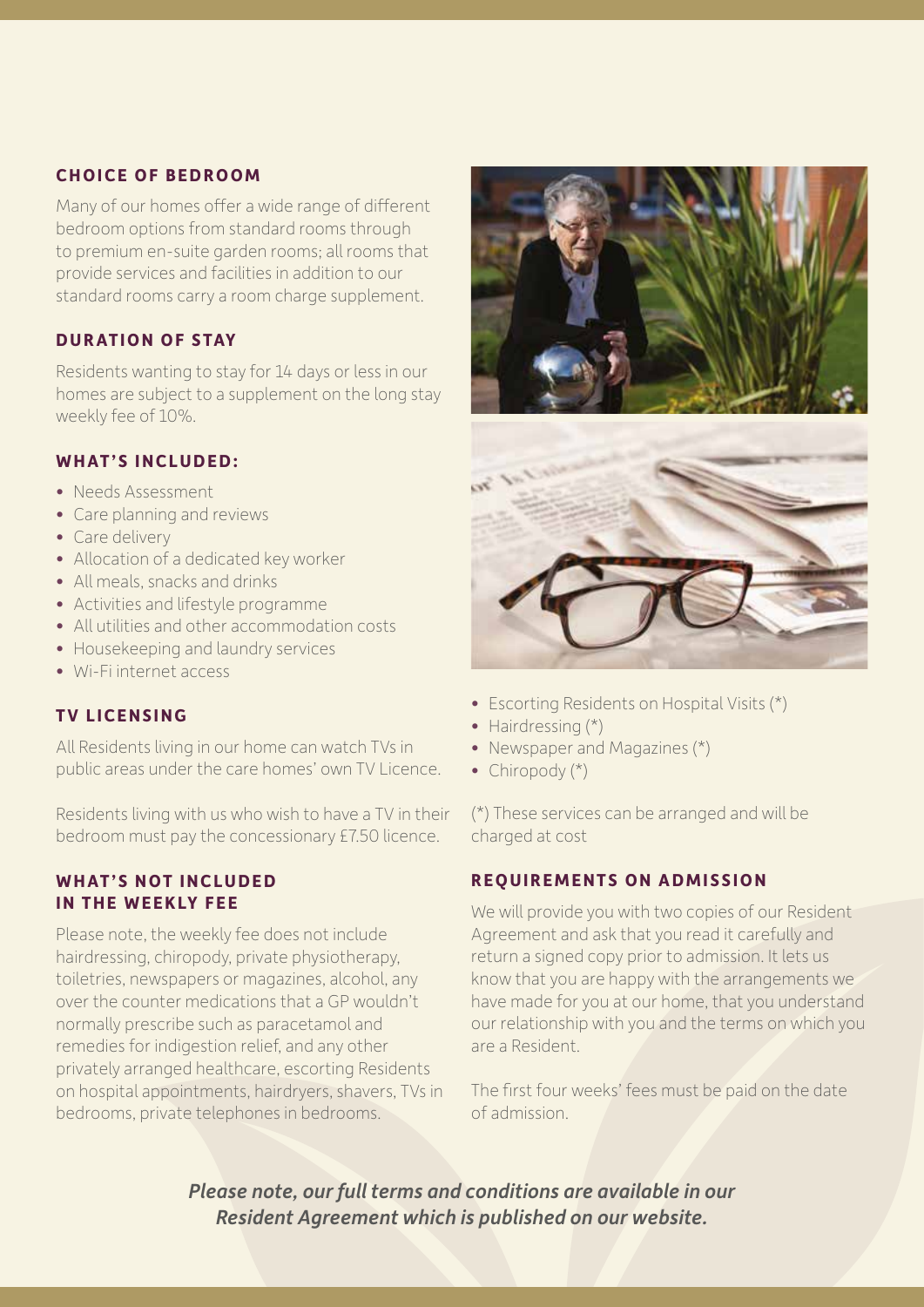## CHOICE OF BEDROOM

Many of our homes offer a wide range of different bedroom options from standard rooms through to premium en-suite garden rooms; all rooms that provide services and facilities in addition to our standard rooms carry a room charge supplement.

## DURATION OF STAY

Residents wanting to stay for 14 days or less in our homes are subject to a supplement on the long stay weekly fee of 10%.

## WHAT'S INCLUDED:

- Needs Assessment
- Care planning and reviews
- Care delivery
- Allocation of a dedicated key worker
- All meals, snacks and drinks
- Activities and lifestyle programme
- All utilities and other accommodation costs
- Housekeeping and laundry services
- Wi-Fi internet access

## TV LICENSING

All Residents living in our home can watch TVs in public areas under the care homes' own TV Licence.

Residents living with us who wish to have a TV in their bedroom must pay the concessionary £7.50 licence.

## WHAT'S NOT INCLUDED IN THE WEEKLY FEE

Please note, the weekly fee does not include hairdressing, chiropody, private physiotherapy, toiletries, newspapers or magazines, alcohol, any over the counter medications that a GP wouldn't normally prescribe such as paracetamol and remedies for indigestion relief, and any other privately arranged healthcare, escorting Residents on hospital appointments, hairdryers, shavers, TVs in bedrooms, private telephones in bedrooms.

- Escorting Residents on Hospital Visits (*)
- Hairdressing (*)
- Newspaper and Magazines (*)
- Chiropody (*)

(*) These services can be arranged and will be charged at cost

## REQUIREMENTS ON ADMISSION

We will provide you with two copies of our Resident Agreement and ask that you read it carefully and return a signed copy prior to admission. It lets us know that you are happy with the arrangements we have made for you at our home, that you understand our relationship with you and the terms on which you are a Resident.

The first four weeks' fees must be paid on the date of admission.

***Please note, our full terms and conditions are available in our Resident Agreement which is published on our website.***